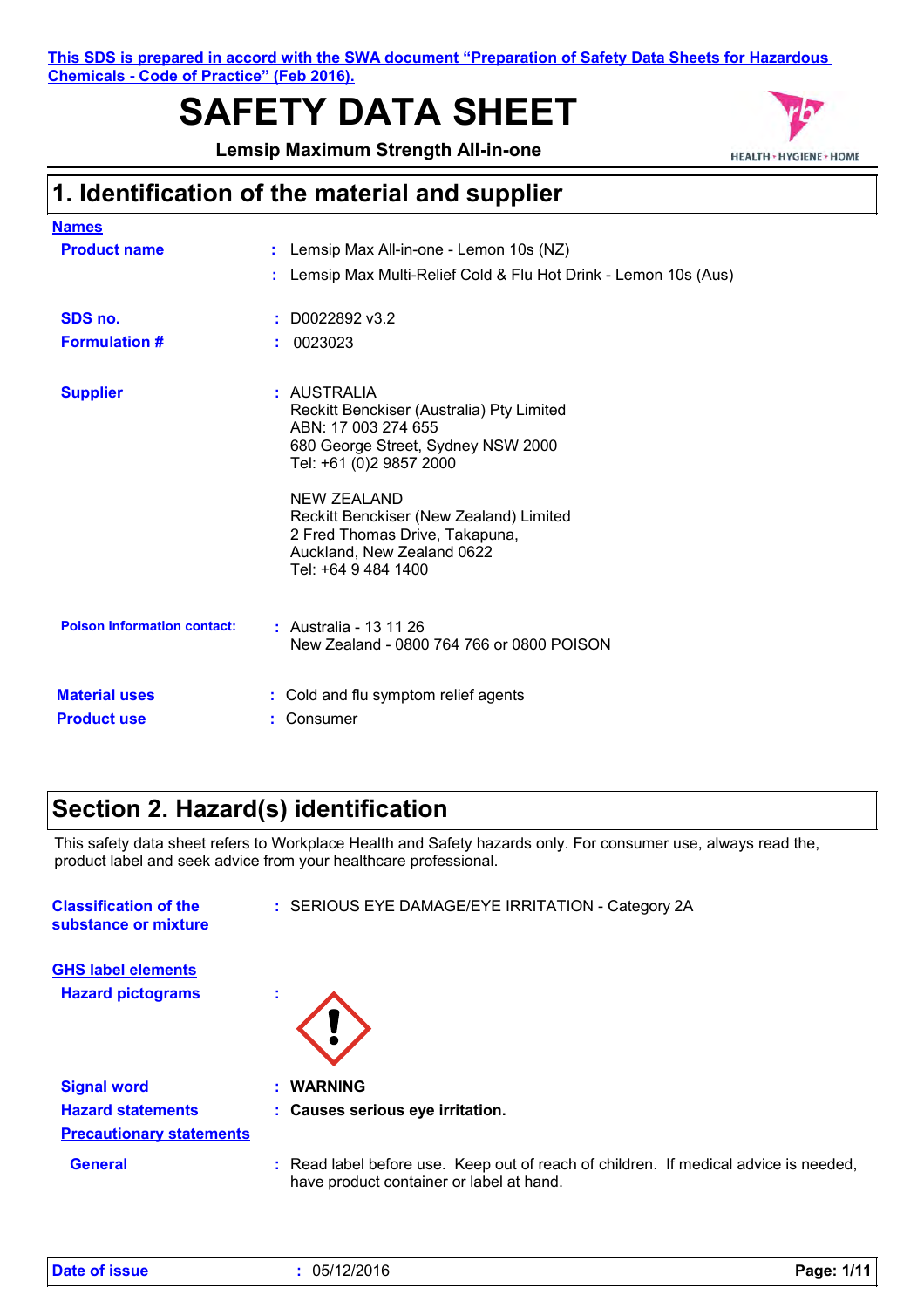This SDS is prepared in accord with the SWA document "Preparation of Safety Data Sheets for Hazardous Chemicals - Code of Practice" (Feb 2016).

# SAFETY DATA SHEET

**Lemsip Maximum Strength All-in-one**

## 1. Identification of the material and supplier

**Names**

| | | |
|---|---|---|
| **Product name** | : | Lemsip Max All-in-one - Lemon 10s (NZ) |
| | : | Lemsip Max Multi-Relief Cold & Flu Hot Drink - Lemon 10s (Aus) |
| **SDS no.** | : | D0022892 v3.2 |
| **Formulation #** | : | 0023023 |
| **Supplier** | : | AUSTRALIA<br>Reckitt Benckiser (Australia) Pty Limited<br>ABN: 17 003 274 655<br>680 George Street, Sydney NSW 2000<br>Tel: +61 (0)2 9857 2000<br><br>NEW ZEALAND<br>Reckitt Benckiser (New Zealand) Limited<br>2 Fred Thomas Drive, Takapuna,<br>Auckland, New Zealand 0622<br>Tel: +64 9 484 1400 |
| **Poison Information contact:** | : | Australia - 13 11 26<br>New Zealand - 0800 764 766 or 0800 POISON |
| **Material uses** | : | Cold and flu symptom relief agents |
| **Product use** | : | Consumer |

## Section 2. Hazard(s) identification

This safety data sheet refers to Workplace Health and Safety hazards only. For consumer use, always read the, product label and seek advice from your healthcare professional.

| | | |
|---|---|---|
| **Classification of the substance or mixture** | : | SERIOUS EYE DAMAGE/EYE IRRITATION - Category 2A |

**GHS label elements**

| | | |
|---|---|---|
| **Hazard pictograms** | : | |
| **Signal word** | : | **WARNING** |
| **Hazard statements** | : | **Causes serious eye irritation.** |

**Precautionary statements**

| | | |
|---|---|---|
| **General** | : | Read label before use. Keep out of reach of children. If medical advice is needed, have product container or label at hand. |

**Date of issue** : 05/12/2016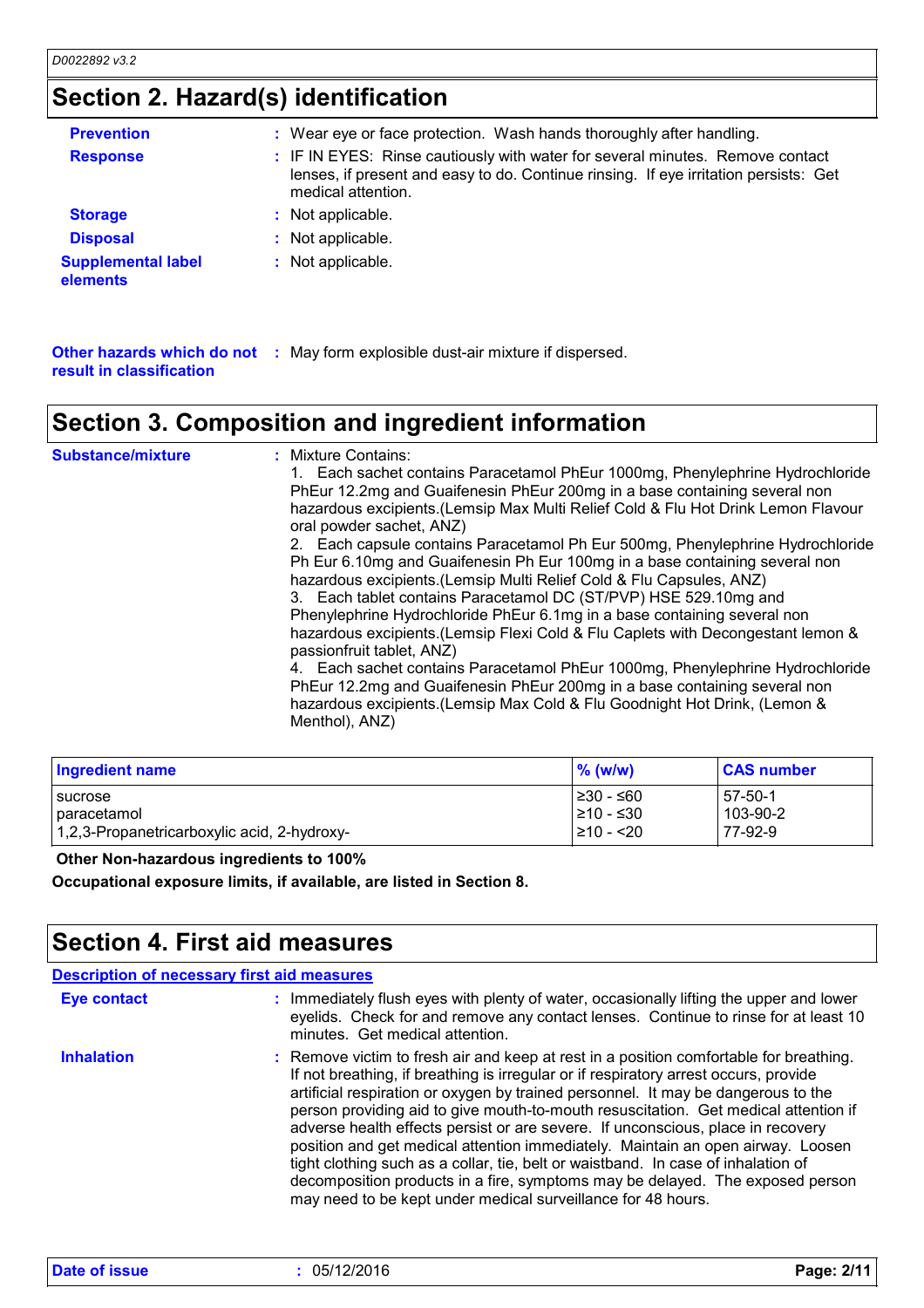## Section 2. Hazard(s) identification

**Prevention** : Wear eye or face protection. Wash hands thoroughly after handling.

**Response** : IF IN EYES: Rinse cautiously with water for several minutes. Remove contact lenses, if present and easy to do. Continue rinsing. If eye irritation persists: Get medical attention.

**Storage** : Not applicable.

**Disposal** : Not applicable.

**Supplemental label elements** : Not applicable.

**Other hazards which do not result in classification** : May form explosible dust-air mixture if dispersed.

## Section 3. Composition and ingredient information

**Substance/mixture** : Mixture Contains:

1. Each sachet contains Paracetamol PhEur 1000mg, Phenylephrine Hydrochloride PhEur 12.2mg and Guaifenesin PhEur 200mg in a base containing several non hazardous excipients.(Lemsip Max Multi Relief Cold & Flu Hot Drink Lemon Flavour oral powder sachet, ANZ)
2. Each capsule contains Paracetamol Ph Eur 500mg, Phenylephrine Hydrochloride Ph Eur 6.10mg and Guaifenesin Ph Eur 100mg in a base containing several non hazardous excipients.(Lemsip Multi Relief Cold & Flu Capsules, ANZ)
3. Each tablet contains Paracetamol DC (ST/PVP) HSE 529.10mg and Phenylephrine Hydrochloride PhEur 6.1mg in a base containing several non hazardous excipients.(Lemsip Flexi Cold & Flu Caplets with Decongestant lemon & passionfruit tablet, ANZ)
4. Each sachet contains Paracetamol PhEur 1000mg, Phenylephrine Hydrochloride PhEur 12.2mg and Guaifenesin PhEur 200mg in a base containing several non hazardous excipients.(Lemsip Max Cold & Flu Goodnight Hot Drink, (Lemon & Menthol), ANZ)

| Ingredient name | % (w/w) | CAS number |
|---|---|---|
| sucrose | ≥30 - ≤60 | 57-50-1 |
| paracetamol | ≥10 - ≤30 | 103-90-2 |
| 1,2,3-Propanetricarboxylic acid, 2-hydroxy- | ≥10 - <20 | 77-92-9 |

**Other Non-hazardous ingredients to 100%**

**Occupational exposure limits, if available, are listed in Section 8.**

## Section 4. First aid measures

### Description of necessary first aid measures

**Eye contact** : Immediately flush eyes with plenty of water, occasionally lifting the upper and lower eyelids. Check for and remove any contact lenses. Continue to rinse for at least 10 minutes. Get medical attention.

**Inhalation** : Remove victim to fresh air and keep at rest in a position comfortable for breathing. If not breathing, if breathing is irregular or if respiratory arrest occurs, provide artificial respiration or oxygen by trained personnel. It may be dangerous to the person providing aid to give mouth-to-mouth resuscitation. Get medical attention if adverse health effects persist or are severe. If unconscious, place in recovery position and get medical attention immediately. Maintain an open airway. Loosen tight clothing such as a collar, tie, belt or waistband. In case of inhalation of decomposition products in a fire, symptoms may be delayed. The exposed person may need to be kept under medical surveillance for 48 hours.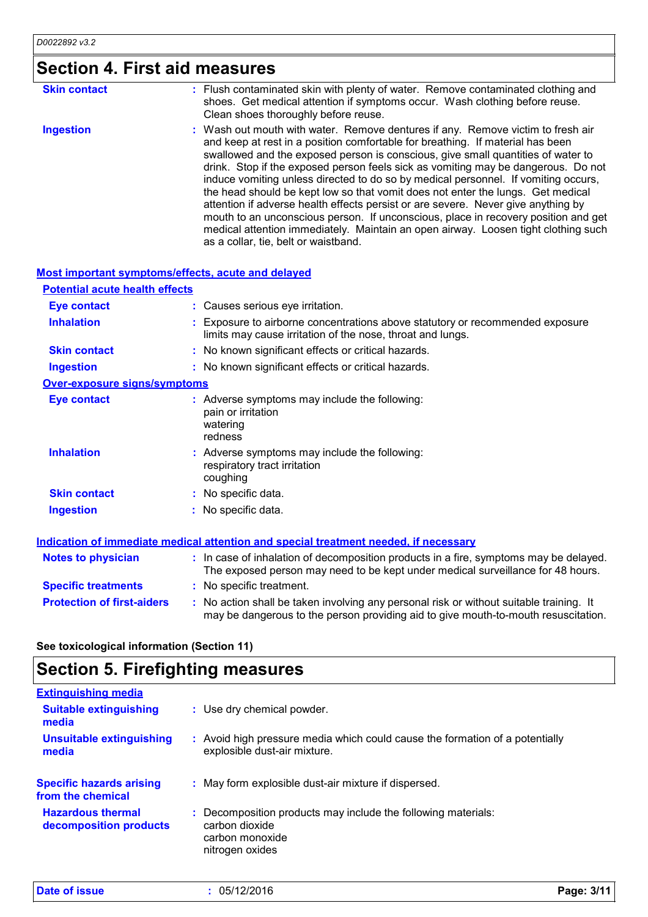## Section 4. First aid measures

**Skin contact** : Flush contaminated skin with plenty of water. Remove contaminated clothing and shoes. Get medical attention if symptoms occur. Wash clothing before reuse. Clean shoes thoroughly before reuse.

**Ingestion** : Wash out mouth with water. Remove dentures if any. Remove victim to fresh air and keep at rest in a position comfortable for breathing. If material has been swallowed and the exposed person is conscious, give small quantities of water to drink. Stop if the exposed person feels sick as vomiting may be dangerous. Do not induce vomiting unless directed to do so by medical personnel. If vomiting occurs, the head should be kept low so that vomit does not enter the lungs. Get medical attention if adverse health effects persist or are severe. Never give anything by mouth to an unconscious person. If unconscious, place in recovery position and get medical attention immediately. Maintain an open airway. Loosen tight clothing such as a collar, tie, belt or waistband.

### Most important symptoms/effects, acute and delayed

#### Potential acute health effects

**Eye contact** : Causes serious eye irritation.

**Inhalation** : Exposure to airborne concentrations above statutory or recommended exposure limits may cause irritation of the nose, throat and lungs.

**Skin contact** : No known significant effects or critical hazards.

**Ingestion** : No known significant effects or critical hazards.

#### Over-exposure signs/symptoms

**Eye contact** : Adverse symptoms may include the following:
pain or irritation
watering
redness

**Inhalation** : Adverse symptoms may include the following:
respiratory tract irritation
coughing

**Skin contact** : No specific data.

**Ingestion** : No specific data.

### Indication of immediate medical attention and special treatment needed, if necessary

**Notes to physician** : In case of inhalation of decomposition products in a fire, symptoms may be delayed. The exposed person may need to be kept under medical surveillance for 48 hours.

**Specific treatments** : No specific treatment.

**Protection of first-aiders** : No action shall be taken involving any personal risk or without suitable training. It may be dangerous to the person providing aid to give mouth-to-mouth resuscitation.

**See toxicological information (Section 11)**

## Section 5. Firefighting measures

### Extinguishing media

**Suitable extinguishing media** : Use dry chemical powder.

**Unsuitable extinguishing media** : Avoid high pressure media which could cause the formation of a potentially explosible dust-air mixture.

**Specific hazards arising from the chemical** : May form explosible dust-air mixture if dispersed.

**Hazardous thermal decomposition products** : Decomposition products may include the following materials:
carbon dioxide
carbon monoxide
nitrogen oxides

**Date of issue** : 05/12/2016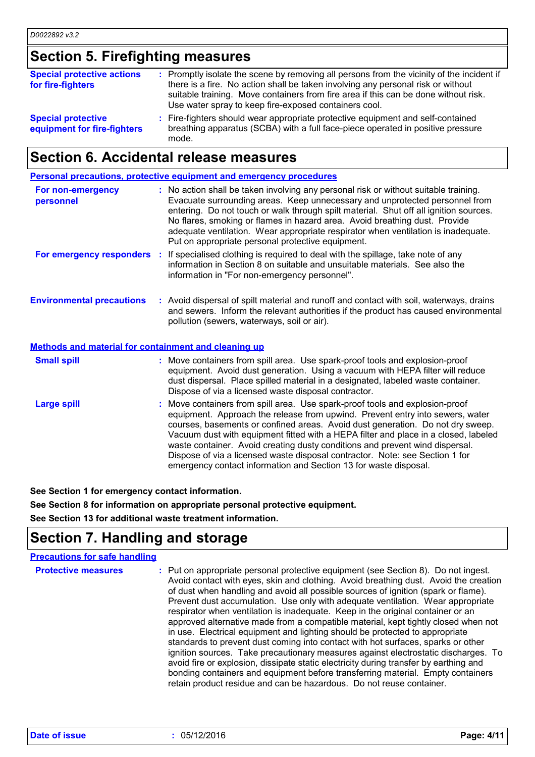## Section 5. Firefighting measures

**Special protective actions for fire-fighters** : Promptly isolate the scene by removing all persons from the vicinity of the incident if there is a fire. No action shall be taken involving any personal risk or without suitable training. Move containers from fire area if this can be done without risk. Use water spray to keep fire-exposed containers cool.

**Special protective equipment for fire-fighters** : Fire-fighters should wear appropriate protective equipment and self-contained breathing apparatus (SCBA) with a full face-piece operated in positive pressure mode.

## Section 6. Accidental release measures

### Personal precautions, protective equipment and emergency procedures

**For non-emergency personnel** : No action shall be taken involving any personal risk or without suitable training. Evacuate surrounding areas. Keep unnecessary and unprotected personnel from entering. Do not touch or walk through spilt material. Shut off all ignition sources. No flares, smoking or flames in hazard area. Avoid breathing dust. Provide adequate ventilation. Wear appropriate respirator when ventilation is inadequate. Put on appropriate personal protective equipment.

**For emergency responders** : If specialised clothing is required to deal with the spillage, take note of any information in Section 8 on suitable and unsuitable materials. See also the information in "For non-emergency personnel".

**Environmental precautions** : Avoid dispersal of spilt material and runoff and contact with soil, waterways, drains and sewers. Inform the relevant authorities if the product has caused environmental pollution (sewers, waterways, soil or air).

### Methods and material for containment and cleaning up

**Small spill** : Move containers from spill area. Use spark-proof tools and explosion-proof equipment. Avoid dust generation. Using a vacuum with HEPA filter will reduce dust dispersal. Place spilled material in a designated, labeled waste container. Dispose of via a licensed waste disposal contractor.

**Large spill** : Move containers from spill area. Use spark-proof tools and explosion-proof equipment. Approach the release from upwind. Prevent entry into sewers, water courses, basements or confined areas. Avoid dust generation. Do not dry sweep. Vacuum dust with equipment fitted with a HEPA filter and place in a closed, labeled waste container. Avoid creating dusty conditions and prevent wind dispersal. Dispose of via a licensed waste disposal contractor. Note: see Section 1 for emergency contact information and Section 13 for waste disposal.

**See Section 1 for emergency contact information.**

**See Section 8 for information on appropriate personal protective equipment.**

**See Section 13 for additional waste treatment information.**

## Section 7. Handling and storage

### Precautions for safe handling

**Protective measures** : Put on appropriate personal protective equipment (see Section 8). Do not ingest. Avoid contact with eyes, skin and clothing. Avoid breathing dust. Avoid the creation of dust when handling and avoid all possible sources of ignition (spark or flame). Prevent dust accumulation. Use only with adequate ventilation. Wear appropriate respirator when ventilation is inadequate. Keep in the original container or an approved alternative made from a compatible material, kept tightly closed when not in use. Electrical equipment and lighting should be protected to appropriate standards to prevent dust coming into contact with hot surfaces, sparks or other ignition sources. Take precautionary measures against electrostatic discharges. To avoid fire or explosion, dissipate static electricity during transfer by earthing and bonding containers and equipment before transferring material. Empty containers retain product residue and can be hazardous. Do not reuse container.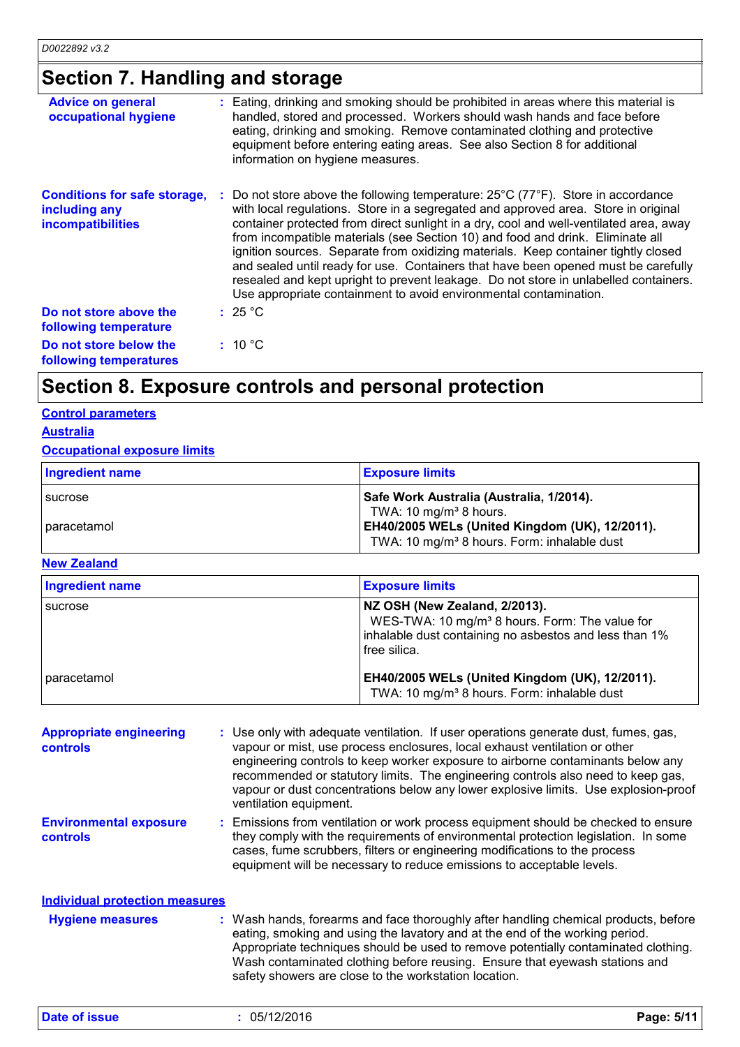# Section 7. Handling and storage

**Advice on general occupational hygiene** : Eating, drinking and smoking should be prohibited in areas where this material is handled, stored and processed. Workers should wash hands and face before eating, drinking and smoking. Remove contaminated clothing and protective equipment before entering eating areas. See also Section 8 for additional information on hygiene measures.

**Conditions for safe storage, including any incompatibilities** : Do not store above the following temperature: 25°C (77°F). Store in accordance with local regulations. Store in a segregated and approved area. Store in original container protected from direct sunlight in a dry, cool and well-ventilated area, away from incompatible materials (see Section 10) and food and drink. Eliminate all ignition sources. Separate from oxidizing materials. Keep container tightly closed and sealed until ready for use. Containers that have been opened must be carefully resealed and kept upright to prevent leakage. Do not store in unlabelled containers. Use appropriate containment to avoid environmental contamination.

**Do not store above the following temperature** : 25 °C

**Do not store below the following temperatures** : 10 °C

# Section 8. Exposure controls and personal protection

## Control parameters

### Australia

### Occupational exposure limits

| Ingredient name | Exposure limits |
|---|---|
| sucrose | **Safe Work Australia (Australia, 1/2014).** TWA: 10 mg/m³ 8 hours. |
| paracetamol | **EH40/2005 WELs (United Kingdom (UK), 12/2011).** TWA: 10 mg/m³ 8 hours. Form: inhalable dust |

### New Zealand

| Ingredient name | Exposure limits |
|---|---|
| sucrose | **NZ OSH (New Zealand, 2/2013).** WES-TWA: 10 mg/m³ 8 hours. Form: The value for inhalable dust containing no asbestos and less than 1% free silica. |
| paracetamol | **EH40/2005 WELs (United Kingdom (UK), 12/2011).** TWA: 10 mg/m³ 8 hours. Form: inhalable dust |

**Appropriate engineering controls** : Use only with adequate ventilation. If user operations generate dust, fumes, gas, vapour or mist, use process enclosures, local exhaust ventilation or other engineering controls to keep worker exposure to airborne contaminants below any recommended or statutory limits. The engineering controls also need to keep gas, vapour or dust concentrations below any lower explosive limits. Use explosion-proof ventilation equipment.

**Environmental exposure controls** : Emissions from ventilation or work process equipment should be checked to ensure they comply with the requirements of environmental protection legislation. In some cases, fume scrubbers, filters or engineering modifications to the process equipment will be necessary to reduce emissions to acceptable levels.

## Individual protection measures

**Hygiene measures** : Wash hands, forearms and face thoroughly after handling chemical products, before eating, smoking and using the lavatory and at the end of the working period. Appropriate techniques should be used to remove potentially contaminated clothing. Wash contaminated clothing before reusing. Ensure that eyewash stations and safety showers are close to the workstation location.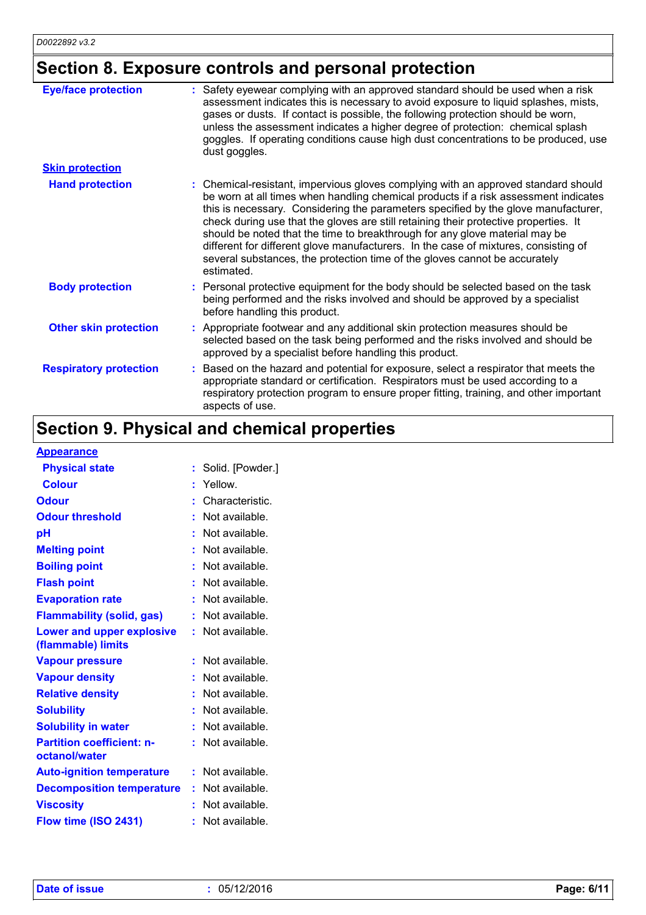## Section 8. Exposure controls and personal protection

| | |
|---|---|
| **Eye/face protection** | : Safety eyewear complying with an approved standard should be used when a risk assessment indicates this is necessary to avoid exposure to liquid splashes, mists, gases or dusts. If contact is possible, the following protection should be worn, unless the assessment indicates a higher degree of protection: chemical splash goggles. If operating conditions cause high dust concentrations to be produced, use dust goggles. |
| **Skin protection** | |
| **Hand protection** | : Chemical-resistant, impervious gloves complying with an approved standard should be worn at all times when handling chemical products if a risk assessment indicates this is necessary. Considering the parameters specified by the glove manufacturer, check during use that the gloves are still retaining their protective properties. It should be noted that the time to breakthrough for any glove material may be different for different glove manufacturers. In the case of mixtures, consisting of several substances, the protection time of the gloves cannot be accurately estimated. |
| **Body protection** | : Personal protective equipment for the body should be selected based on the task being performed and the risks involved and should be approved by a specialist before handling this product. |
| **Other skin protection** | : Appropriate footwear and any additional skin protection measures should be selected based on the task being performed and the risks involved and should be approved by a specialist before handling this product. |
| **Respiratory protection** | : Based on the hazard and potential for exposure, select a respirator that meets the appropriate standard or certification. Respirators must be used according to a respiratory protection program to ensure proper fitting, training, and other important aspects of use. |

## Section 9. Physical and chemical properties

| | |
|---|---|
| **Appearance** | |
| **Physical state** | : Solid. [Powder.] |
| **Colour** | : Yellow. |
| **Odour** | : Characteristic. |
| **Odour threshold** | : Not available. |
| **pH** | : Not available. |
| **Melting point** | : Not available. |
| **Boiling point** | : Not available. |
| **Flash point** | : Not available. |
| **Evaporation rate** | : Not available. |
| **Flammability (solid, gas)** | : Not available. |
| **Lower and upper explosive (flammable) limits** | : Not available. |
| **Vapour pressure** | : Not available. |
| **Vapour density** | : Not available. |
| **Relative density** | : Not available. |
| **Solubility** | : Not available. |
| **Solubility in water** | : Not available. |
| **Partition coefficient: n-octanol/water** | : Not available. |
| **Auto-ignition temperature** | : Not available. |
| **Decomposition temperature** | : Not available. |
| **Viscosity** | : Not available. |
| **Flow time (ISO 2431)** | : Not available. |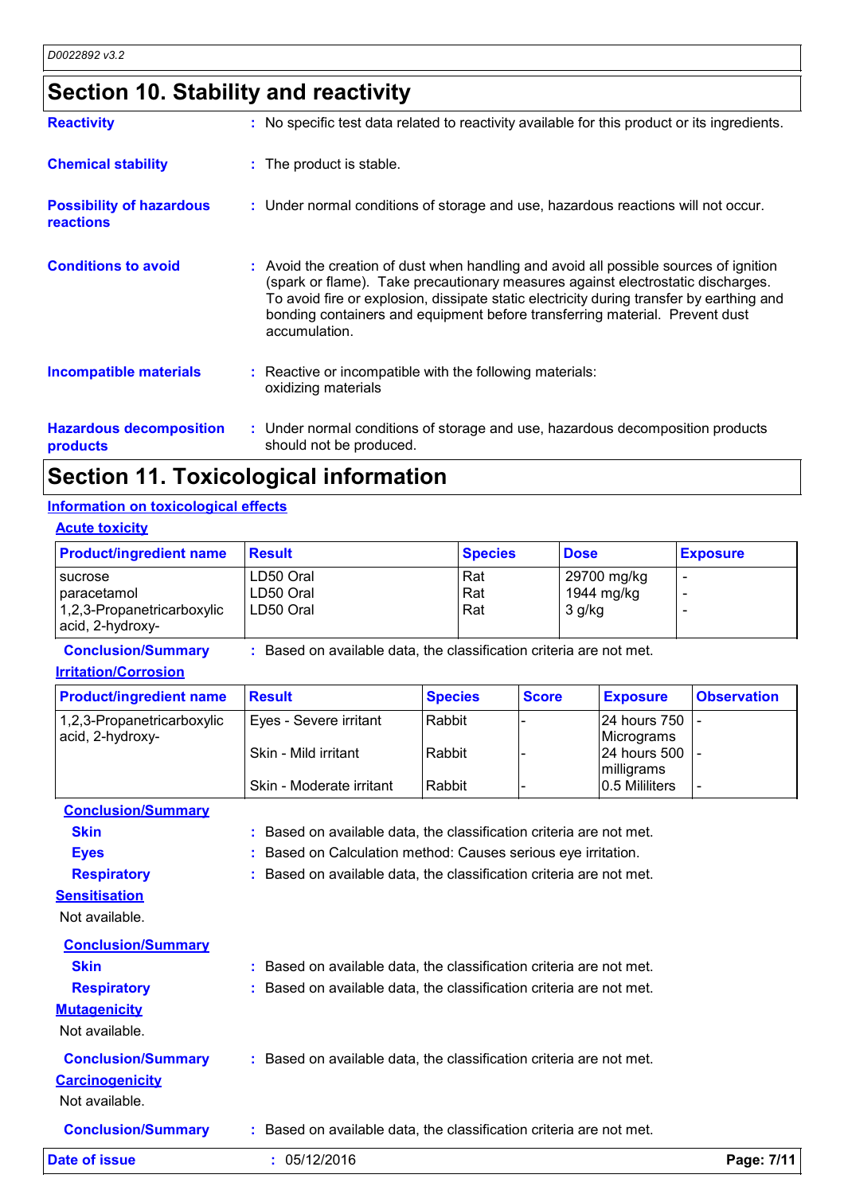## Section 10. Stability and reactivity

**Reactivity** : No specific test data related to reactivity available for this product or its ingredients.

**Chemical stability** : The product is stable.

**Possibility of hazardous reactions** : Under normal conditions of storage and use, hazardous reactions will not occur.

**Conditions to avoid** : Avoid the creation of dust when handling and avoid all possible sources of ignition (spark or flame). Take precautionary measures against electrostatic discharges. To avoid fire or explosion, dissipate static electricity during transfer by earthing and bonding containers and equipment before transferring material. Prevent dust accumulation.

**Incompatible materials** : Reactive or incompatible with the following materials: oxidizing materials

**Hazardous decomposition products** : Under normal conditions of storage and use, hazardous decomposition products should not be produced.

## Section 11. Toxicological information

### Information on toxicological effects

#### Acute toxicity

| Product/ingredient name | Result | Species | Dose | Exposure |
|---|---|---|---|---|
| sucrose | LD50 Oral | Rat | 29700 mg/kg | - |
| paracetamol | LD50 Oral | Rat | 1944 mg/kg | - |
| 1,2,3-Propanetricarboxylic acid, 2-hydroxy- | LD50 Oral | Rat | 3 g/kg | - |

**Conclusion/Summary** : Based on available data, the classification criteria are not met.

#### Irritation/Corrosion

| Product/ingredient name | Result | Species | Score | Exposure | Observation |
|---|---|---|---|---|---|
| 1,2,3-Propanetricarboxylic acid, 2-hydroxy- | Eyes - Severe irritant | Rabbit | - | 24 hours 750 Micrograms | - |
| | Skin - Mild irritant | Rabbit | - | 24 hours 500 milligrams | - |
| | Skin - Moderate irritant | Rabbit | - | 0.5 Mililiters | - |

**Conclusion/Summary**

**Skin** : Based on available data, the classification criteria are not met.

**Eyes** : Based on Calculation method: Causes serious eye irritation.

**Respiratory** : Based on available data, the classification criteria are not met.

#### Sensitisation

Not available.

**Conclusion/Summary**

**Skin** : Based on available data, the classification criteria are not met.

**Respiratory** : Based on available data, the classification criteria are not met.

#### Mutagenicity

Not available.

**Conclusion/Summary** : Based on available data, the classification criteria are not met.

#### Carcinogenicity

Not available.

**Conclusion/Summary** : Based on available data, the classification criteria are not met.

**Date of issue** : 05/12/2016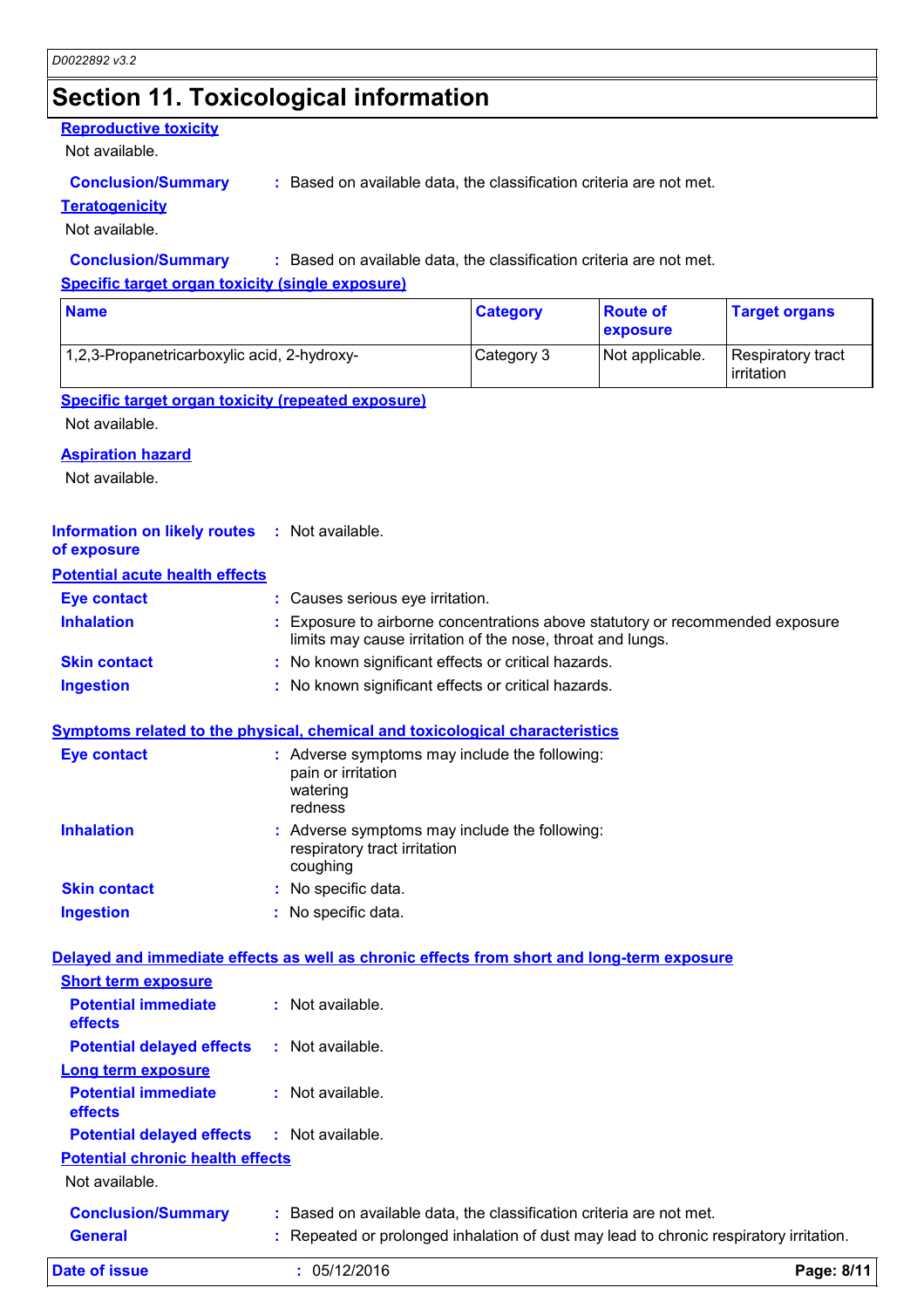# Section 11. Toxicological information

**Reproductive toxicity**

Not available.

**Conclusion/Summary** : Based on available data, the classification criteria are not met.

**Teratogenicity**

Not available.

**Conclusion/Summary** : Based on available data, the classification criteria are not met.

**Specific target organ toxicity (single exposure)**

| Name | Category | Route of exposure | Target organs |
|---|---|---|---|
| 1,2,3-Propanetricarboxylic acid, 2-hydroxy- | Category 3 | Not applicable. | Respiratory tract irritation |

**Specific target organ toxicity (repeated exposure)**

Not available.

**Aspiration hazard**

Not available.

**Information on likely routes of exposure** : Not available.

**Potential acute health effects**

**Eye contact** : Causes serious eye irritation.

**Inhalation** : Exposure to airborne concentrations above statutory or recommended exposure limits may cause irritation of the nose, throat and lungs.

**Skin contact** : No known significant effects or critical hazards.

**Ingestion** : No known significant effects or critical hazards.

**Symptoms related to the physical, chemical and toxicological characteristics**

**Eye contact** : Adverse symptoms may include the following:
pain or irritation
watering
redness

**Inhalation** : Adverse symptoms may include the following:
respiratory tract irritation
coughing

**Skin contact** : No specific data.

**Ingestion** : No specific data.

**Delayed and immediate effects as well as chronic effects from short and long-term exposure**

**Short term exposure**

**Potential immediate effects** : Not available.

**Potential delayed effects** : Not available.

**Long term exposure**

**Potential immediate effects** : Not available.

**Potential delayed effects** : Not available.

**Potential chronic health effects**

Not available.

**Conclusion/Summary** : Based on available data, the classification criteria are not met.

**General** : Repeated or prolonged inhalation of dust may lead to chronic respiratory irritation.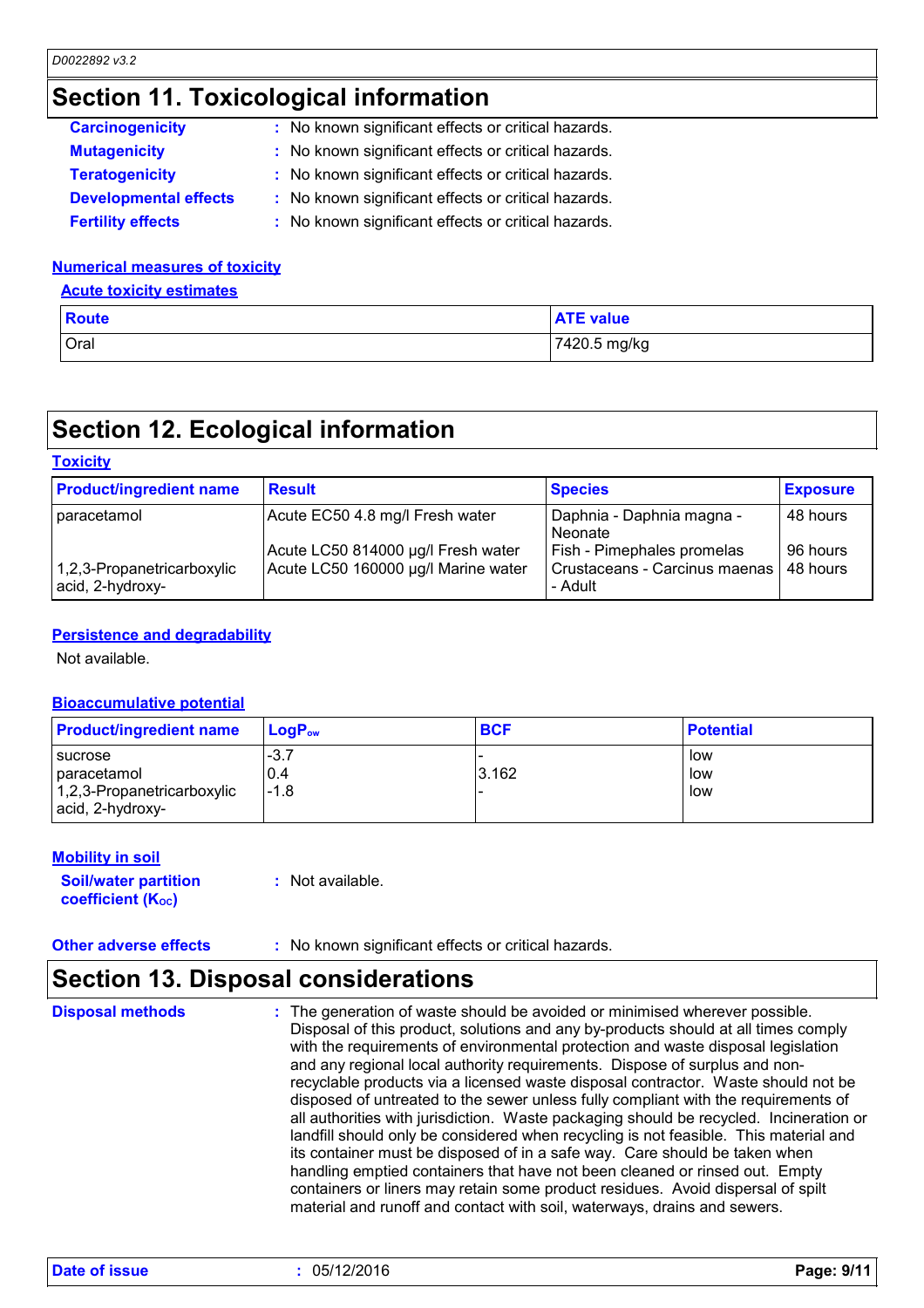# Section 11. Toxicological information

**Carcinogenicity** : No known significant effects or critical hazards.

**Mutagenicity** : No known significant effects or critical hazards.

**Teratogenicity** : No known significant effects or critical hazards.

**Developmental effects** : No known significant effects or critical hazards.

**Fertility effects** : No known significant effects or critical hazards.

### Numerical measures of toxicity

#### Acute toxicity estimates

| Route | ATE value |
|---|---|
| Oral | 7420.5 mg/kg |

# Section 12. Ecological information

### Toxicity

| Product/ingredient name | Result | Species | Exposure |
|---|---|---|---|
| paracetamol | Acute EC50 4.8 mg/l Fresh water | Daphnia - Daphnia magna - Neonate | 48 hours |
| 1,2,3-Propanetricarboxylic acid, 2-hydroxy- | Acute LC50 814000 µg/l Fresh water | Fish - Pimephales promelas | 96 hours |
| | Acute LC50 160000 µg/l Marine water | Crustaceans - Carcinus maenas - Adult | 48 hours |

### Persistence and degradability

Not available.

### Bioaccumulative potential

| Product/ingredient name | $LogP_{ow}$ | BCF | Potential |
|---|---|---|---|
| sucrose | -3.7 | - | low |
| paracetamol | 0.4 | 3.162 | low |
| 1,2,3-Propanetricarboxylic acid, 2-hydroxy- | -1.8 | - | low |

### Mobility in soil

**Soil/water partition coefficient ($K_{OC}$)** : Not available.

**Other adverse effects** : No known significant effects or critical hazards.

# Section 13. Disposal considerations

**Disposal methods** : The generation of waste should be avoided or minimised wherever possible. Disposal of this product, solutions and any by-products should at all times comply with the requirements of environmental protection and waste disposal legislation and any regional local authority requirements. Dispose of surplus and non-recyclable products via a licensed waste disposal contractor. Waste should not be disposed of untreated to the sewer unless fully compliant with the requirements of all authorities with jurisdiction. Waste packaging should be recycled. Incineration or landfill should only be considered when recycling is not feasible. This material and its container must be disposed of in a safe way. Care should be taken when handling emptied containers that have not been cleaned or rinsed out. Empty containers or liners may retain some product residues. Avoid dispersal of spilt material and runoff and contact with soil, waterways, drains and sewers.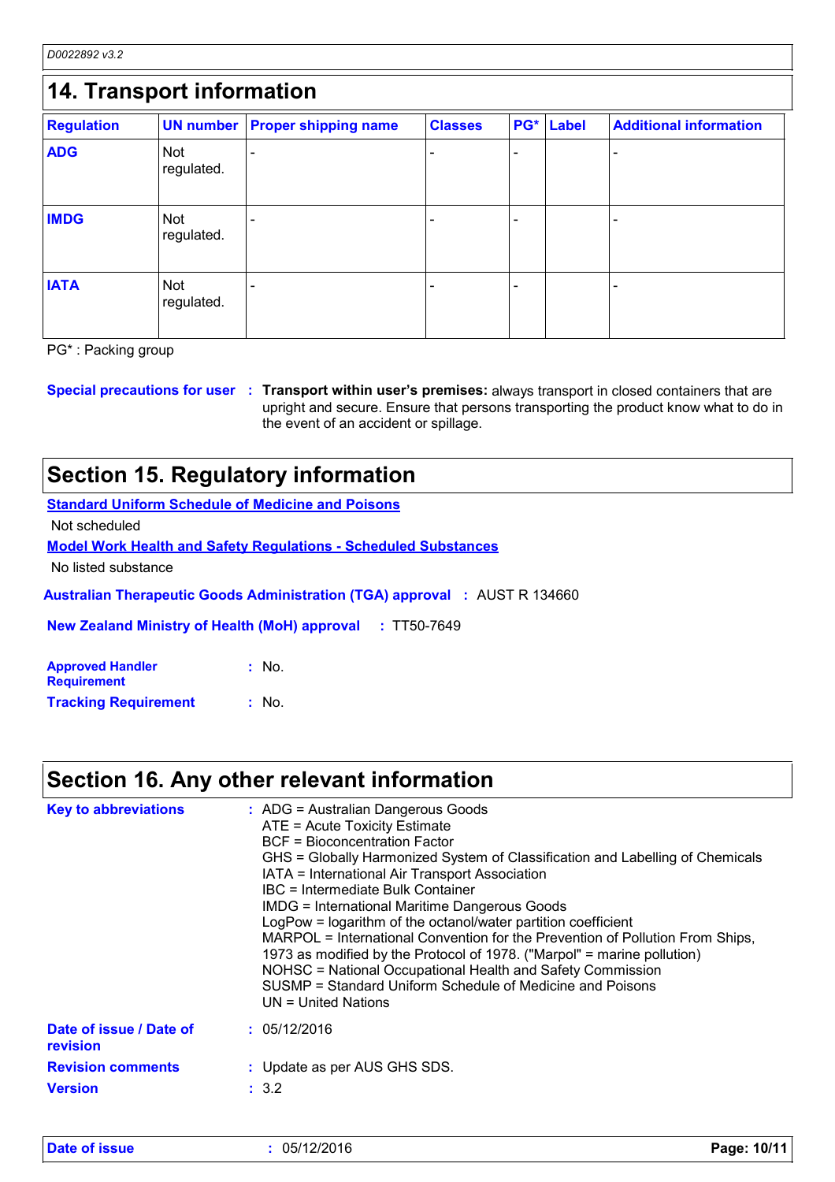## 14. Transport information

| Regulation | UN number | Proper shipping name | Classes | PG* | Label | Additional information |
|---|---|---|---|---|---|---|
| **ADG** | Not regulated. | - | - | - | | - |
| **IMDG** | Not regulated. | - | - | - | | - |
| **IATA** | Not regulated. | - | - | - | | - |

PG* : Packing group

**Special precautions for user** : **Transport within user's premises:** always transport in closed containers that are upright and secure. Ensure that persons transporting the product know what to do in the event of an accident or spillage.

## Section 15. Regulatory information

**Standard Uniform Schedule of Medicine and Poisons**

Not scheduled

**Model Work Health and Safety Regulations - Scheduled Substances**

No listed substance

**Australian Therapeutic Goods Administration (TGA) approval** : AUST R 134660

**New Zealand Ministry of Health (MoH) approval** : TT50-7649

**Approved Handler Requirement** : No.

**Tracking Requirement** : No.

## Section 16. Any other relevant information

**Key to abbreviations** : ADG = Australian Dangerous Goods
ATE = Acute Toxicity Estimate
BCF = Bioconcentration Factor
GHS = Globally Harmonized System of Classification and Labelling of Chemicals
IATA = International Air Transport Association
IBC = Intermediate Bulk Container
IMDG = International Maritime Dangerous Goods
LogPow = logarithm of the octanol/water partition coefficient
MARPOL = International Convention for the Prevention of Pollution From Ships, 1973 as modified by the Protocol of 1978. ("Marpol" = marine pollution)
NOHSC = National Occupational Health and Safety Commission
SUSMP = Standard Uniform Schedule of Medicine and Poisons
UN = United Nations

**Date of issue / Date of revision** : 05/12/2016

**Revision comments** : Update as per AUS GHS SDS.

**Version** : 3.2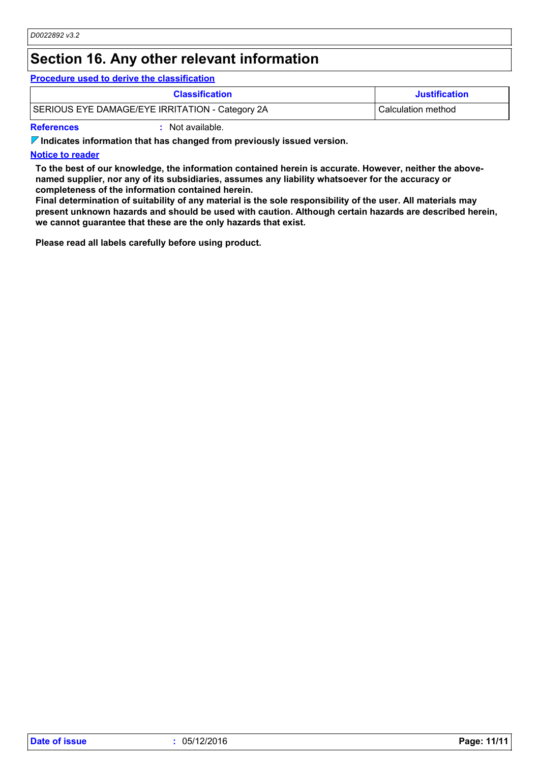## Section 16. Any other relevant information

**Procedure used to derive the classification**

| Classification | Justification |
| --- | --- |
| SERIOUS EYE DAMAGE/EYE IRRITATION - Category 2A | Calculation method |

**References** : Not available.

**Indicates information that has changed from previously issued version.**

**Notice to reader**

**To the best of our knowledge, the information contained herein is accurate. However, neither the above-named supplier, nor any of its subsidiaries, assumes any liability whatsoever for the accuracy or completeness of the information contained herein.**
**Final determination of suitability of any material is the sole responsibility of the user. All materials may present unknown hazards and should be used with caution. Although certain hazards are described herein, we cannot guarantee that these are the only hazards that exist.**

**Please read all labels carefully before using product.**